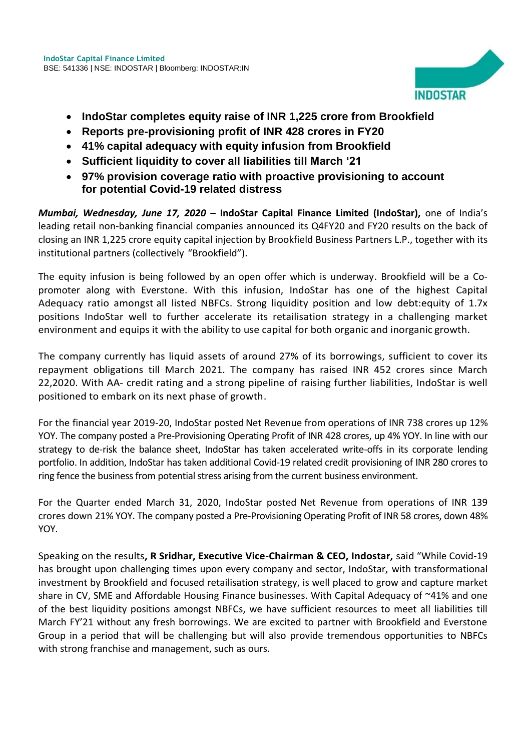**IndoStar Capital Finance Limited**
BSE: 541336 | NSE: INDOSTAR | Bloomberg: INDOSTAR:IN

- **IndoStar completes equity raise of INR 1,225 crore from Brookfield**
- **Reports pre-provisioning profit of INR 428 crores in FY20**
- **41% capital adequacy with equity infusion from Brookfield**
- **Sufficient liquidity to cover all liabilities till March '21**
- **97% provision coverage ratio with proactive provisioning to account for potential Covid-19 related distress**

***Mumbai, Wednesday, June 17, 2020* – IndoStar Capital Finance Limited (IndoStar),** one of India's leading retail non-banking financial companies announced its Q4FY20 and FY20 results on the back of closing an INR 1,225 crore equity capital injection by Brookfield Business Partners L.P., together with its institutional partners (collectively "Brookfield").

The equity infusion is being followed by an open offer which is underway. Brookfield will be a Co-promoter along with Everstone. With this infusion, IndoStar has one of the highest Capital Adequacy ratio amongst all listed NBFCs. Strong liquidity position and low debt:equity of 1.7x positions IndoStar well to further accelerate its retailisation strategy in a challenging market environment and equips it with the ability to use capital for both organic and inorganic growth.

The company currently has liquid assets of around 27% of its borrowings, sufficient to cover its repayment obligations till March 2021. The company has raised INR 452 crores since March 22,2020. With AA- credit rating and a strong pipeline of raising further liabilities, IndoStar is well positioned to embark on its next phase of growth.

For the financial year 2019-20, IndoStar posted Net Revenue from operations of INR 738 crores up 12% YOY. The company posted a Pre-Provisioning Operating Profit of INR 428 crores, up 4% YOY. In line with our strategy to de-risk the balance sheet, IndoStar has taken accelerated write-offs in its corporate lending portfolio. In addition, IndoStar has taken additional Covid-19 related credit provisioning of INR 280 crores to ring fence the business from potential stress arising from the current business environment.

For the Quarter ended March 31, 2020, IndoStar posted Net Revenue from operations of INR 139 crores down 21% YOY. The company posted a Pre-Provisioning Operating Profit of INR 58 crores, down 48% YOY.

Speaking on the results**, R Sridhar, Executive Vice-Chairman & CEO, Indostar,** said "While Covid-19 has brought upon challenging times upon every company and sector, IndoStar, with transformational investment by Brookfield and focused retailisation strategy, is well placed to grow and capture market share in CV, SME and Affordable Housing Finance businesses. With Capital Adequacy of ~41% and one of the best liquidity positions amongst NBFCs, we have sufficient resources to meet all liabilities till March FY'21 without any fresh borrowings. We are excited to partner with Brookfield and Everstone Group in a period that will be challenging but will also provide tremendous opportunities to NBFCs with strong franchise and management, such as ours.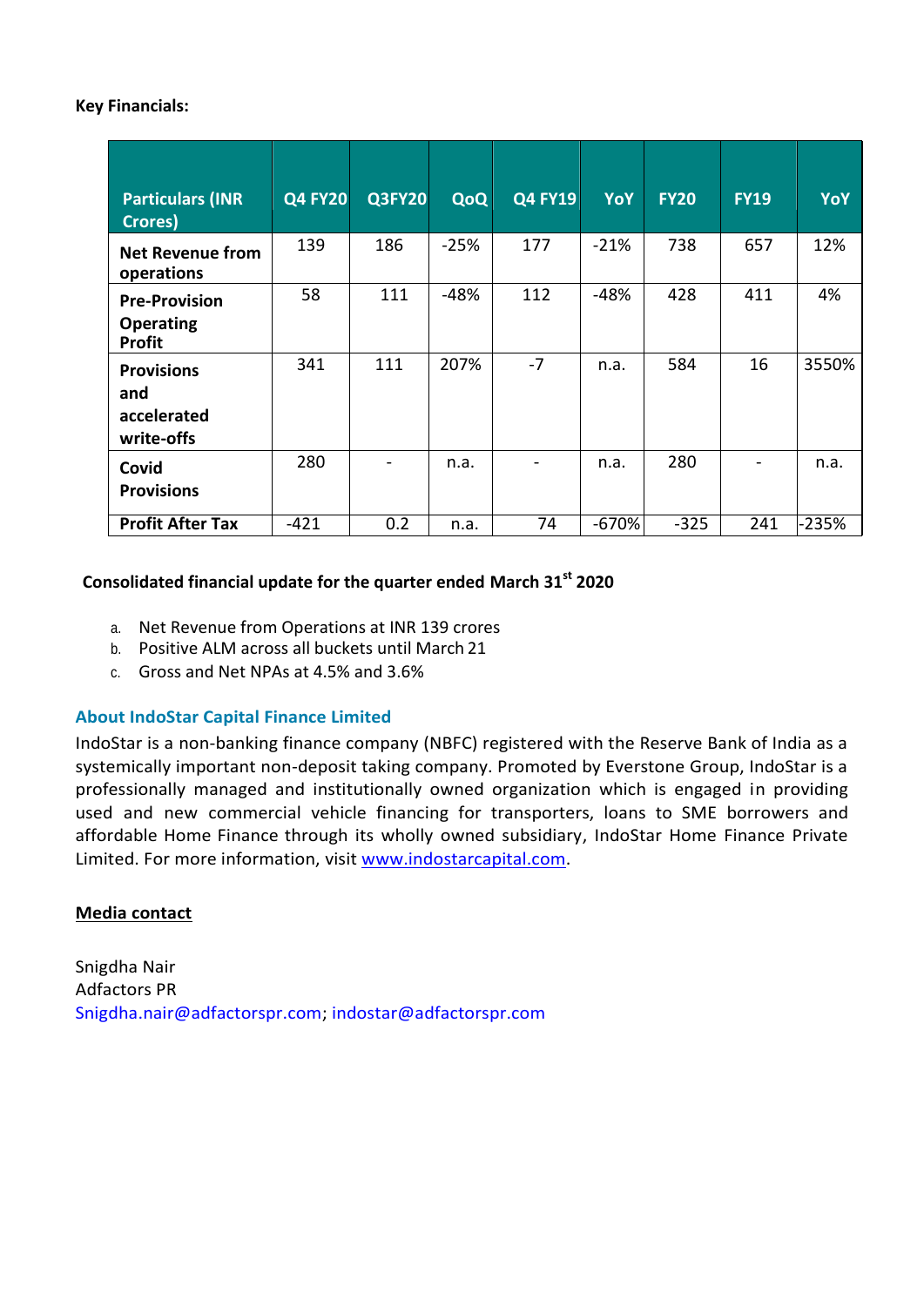**Key Financials:**

| Particulars (INR Crores) | Q4 FY20 | Q3FY20 | QoQ | Q4 FY19 | YoY | FY20 | FY19 | YoY |
|---|---|---|---|---|---|---|---|---|
| Net Revenue from operations | 139 | 186 | -25% | 177 | -21% | 738 | 657 | 12% |
| Pre-Provision Operating Profit | 58 | 111 | -48% | 112 | -48% | 428 | 411 | 4% |
| Provisions and accelerated write-offs | 341 | 111 | 207% | -7 | n.a. | 584 | 16 | 3550% |
| Covid Provisions | 280 | - | n.a. | - | n.a. | 280 | - | n.a. |
| Profit After Tax | -421 | 0.2 | n.a. | 74 | -670% | -325 | 241 | -235% |

**Consolidated financial update for the quarter ended March 31st 2020**

a. Net Revenue from Operations at INR 139 crores
b. Positive ALM across all buckets until March 21
c. Gross and Net NPAs at 4.5% and 3.6%

### About IndoStar Capital Finance Limited

IndoStar is a non-banking finance company (NBFC) registered with the Reserve Bank of India as a systemically important non-deposit taking company. Promoted by Everstone Group, IndoStar is a professionally managed and institutionally owned organization which is engaged in providing used and new commercial vehicle financing for transporters, loans to SME borrowers and affordable Home Finance through its wholly owned subsidiary, IndoStar Home Finance Private Limited. For more information, visit www.indostarcapital.com.

**Media contact**

Snigdha Nair
Adfactors PR
Snigdha.nair@adfactorspr.com; indostar@adfactorspr.com